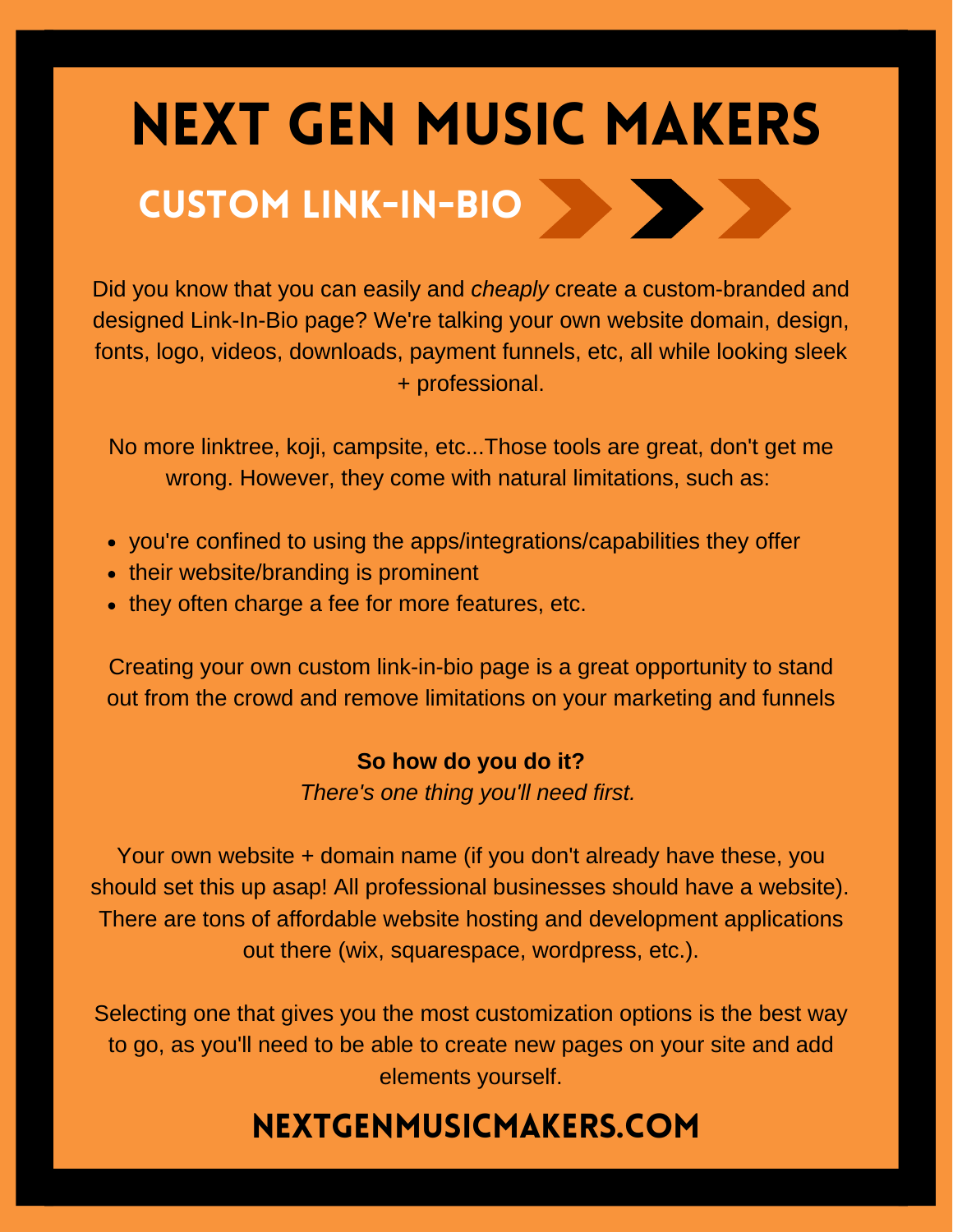# NEXT GEN MUSIC MAKERS

## CUSTOM LINK-IN-BIO

Did you know that you can easily and *cheaply* create a custom-branded and designed Link-In-Bio page? We're talking your own website domain, design, fonts, logo, videos, downloads, payment funnels, etc, all while looking sleek + professional.

No more linktree, koji, campsite, etc...Those tools are great, don't get me wrong. However, they come with natural limitations, such as:

- you're confined to using the apps/integrations/capabilities they offer
- their website/branding is prominent
- they often charge a fee for more features, etc.

Creating your own custom link-in-bio page is a great opportunity to stand out from the crowd and remove limitations on your marketing and funnels

**So how do you do it?**
*There's one thing you'll need first.*

Your own website + domain name (if you don't already have these, you should set this up asap! All professional businesses should have a website). There are tons of affordable website hosting and development applications out there (wix, squarespace, wordpress, etc.).

Selecting one that gives you the most customization options is the best way to go, as you'll need to be able to create new pages on your site and add elements yourself.

**NEXTGENMUSICMAKERS.COM**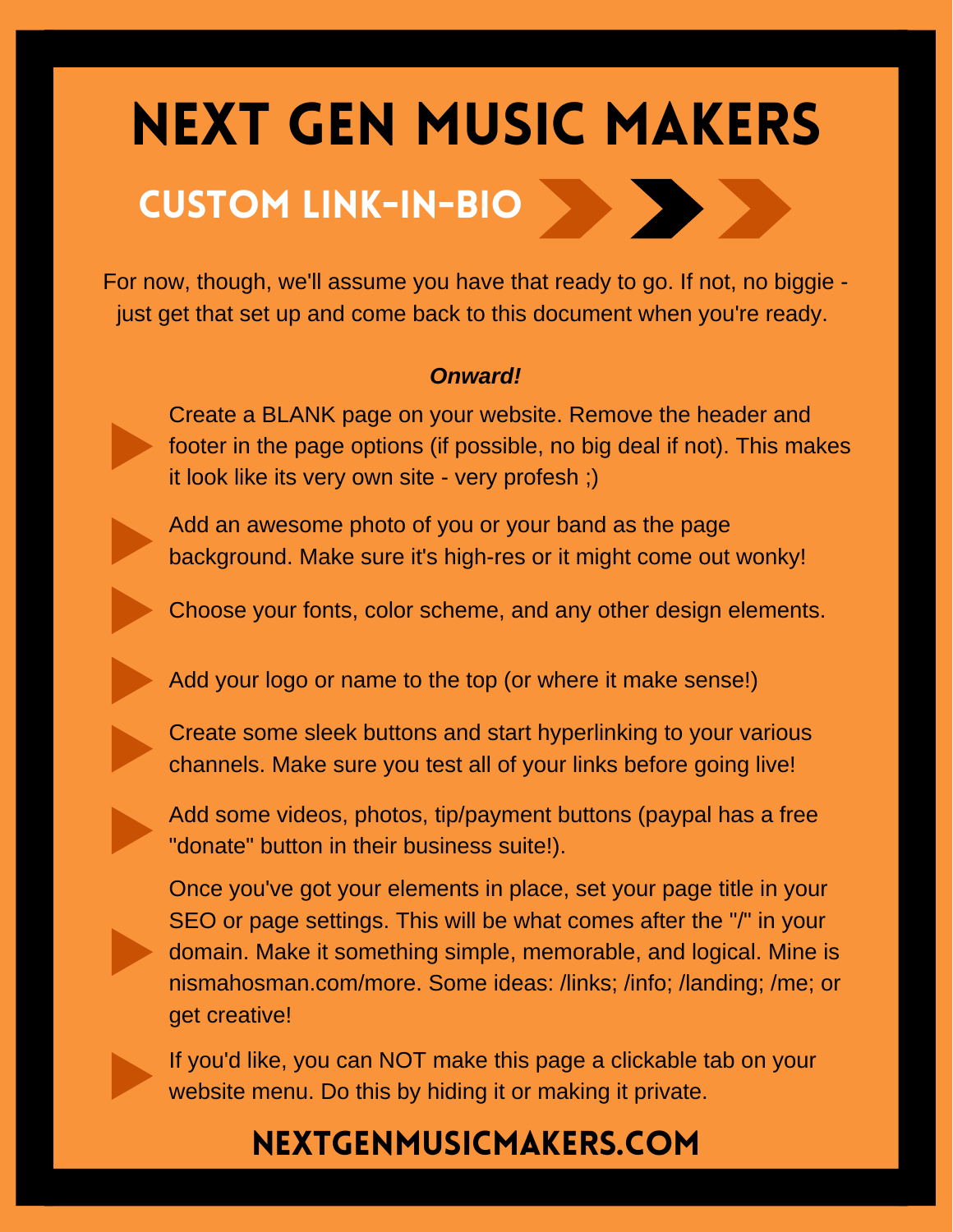# NEXT GEN MUSIC MAKERS

## CUSTOM LINK-IN-BIO

For now, though, we'll assume you have that ready to go. If not, no biggie - just get that set up and come back to this document when you're ready.

***Onward!***

- Create a BLANK page on your website. Remove the header and footer in the page options (if possible, no big deal if not). This makes it look like its very own site - very profesh ;)
- Add an awesome photo of you or your band as the page background. Make sure it's high-res or it might come out wonky!
- Choose your fonts, color scheme, and any other design elements.
- Add your logo or name to the top (or where it make sense!)
- Create some sleek buttons and start hyperlinking to your various channels. Make sure you test all of your links before going live!
- Add some videos, photos, tip/payment buttons (paypal has a free "donate" button in their business suite!).
- Once you've got your elements in place, set your page title in your SEO or page settings. This will be what comes after the "/" in your domain. Make it something simple, memorable, and logical. Mine is nismahosman.com/more. Some ideas: /links; /info; /landing; /me; or get creative!
- If you'd like, you can NOT make this page a clickable tab on your website menu. Do this by hiding it or making it private.

**NEXTGENMUSICMAKERS.COM**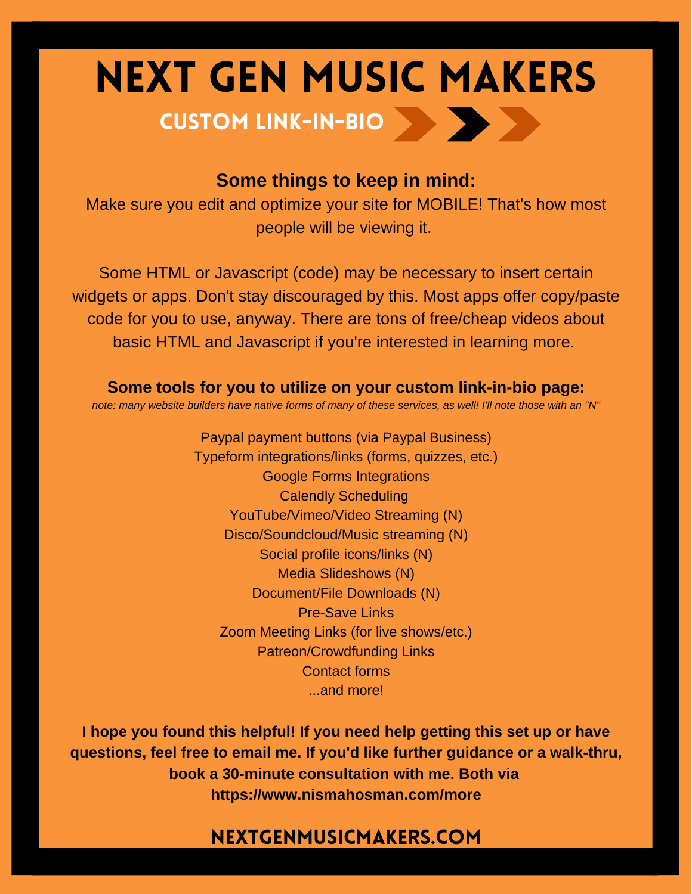# NEXT GEN MUSIC MAKERS

## CUSTOM LINK-IN-BIO

**Some things to keep in mind:**

Make sure you edit and optimize your site for MOBILE! That's how most people will be viewing it.

Some HTML or Javascript (code) may be necessary to insert certain widgets or apps. Don't stay discouraged by this. Most apps offer copy/paste code for you to use, anyway. There are tons of free/cheap videos about basic HTML and Javascript if you're interested in learning more.

**Some tools for you to utilize on your custom link-in-bio page:**

*note: many website builders have native forms of many of these services, as well! I'll note those with an "N"*

- Paypal payment buttons (via Paypal Business)
- Typeform integrations/links (forms, quizzes, etc.)
- Google Forms Integrations
- Calendly Scheduling
- YouTube/Vimeo/Video Streaming (N)
- Disco/Soundcloud/Music streaming (N)
- Social profile icons/links (N)
- Media Slideshows (N)
- Document/File Downloads (N)
- Pre-Save Links
- Zoom Meeting Links (for live shows/etc.)
- Patreon/Crowdfunding Links
- Contact forms
- ...and more!

**I hope you found this helpful! If you need help getting this set up or have questions, feel free to email me. If you'd like further guidance or a walk-thru, book a 30-minute consultation with me. Both via https://www.nismahosman.com/more**

**NEXTGENMUSICMAKERS.COM**